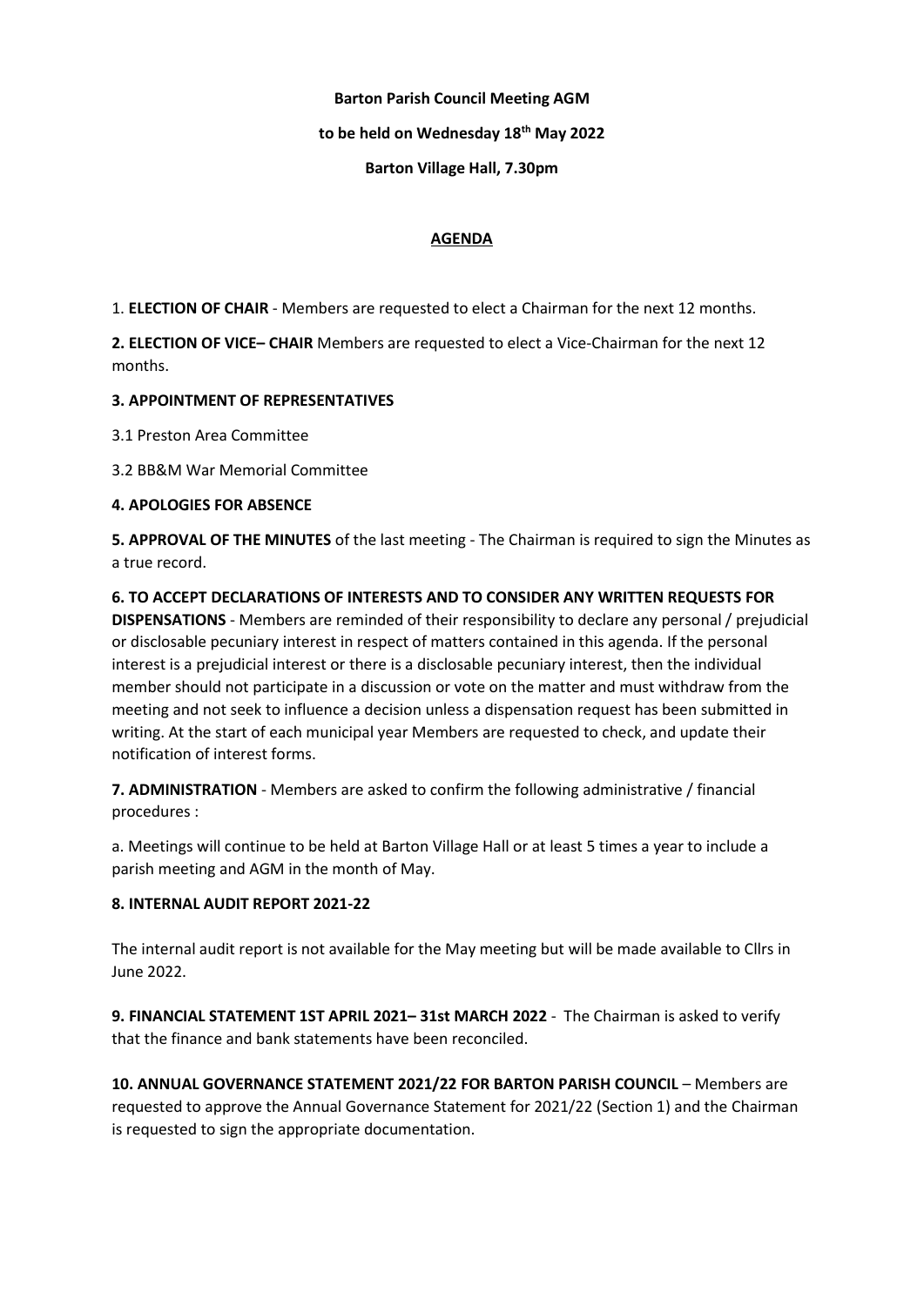**Barton Parish Council Meeting AGM**

**to be held on Wednesday 18th May 2022**

**Barton Village Hall, 7.30pm**

**AGENDA**

1. **ELECTION OF CHAIR** - Members are requested to elect a Chairman for the next 12 months.

**2. ELECTION OF VICE– CHAIR** Members are requested to elect a Vice-Chairman for the next 12 months.

**3. APPOINTMENT OF REPRESENTATIVES**

3.1 Preston Area Committee

3.2 BB&M War Memorial Committee

**4. APOLOGIES FOR ABSENCE**

**5. APPROVAL OF THE MINUTES** of the last meeting - The Chairman is required to sign the Minutes as a true record.

**6. TO ACCEPT DECLARATIONS OF INTERESTS AND TO CONSIDER ANY WRITTEN REQUESTS FOR DISPENSATIONS** - Members are reminded of their responsibility to declare any personal / prejudicial or disclosable pecuniary interest in respect of matters contained in this agenda. If the personal interest is a prejudicial interest or there is a disclosable pecuniary interest, then the individual member should not participate in a discussion or vote on the matter and must withdraw from the meeting and not seek to influence a decision unless a dispensation request has been submitted in writing. At the start of each municipal year Members are requested to check, and update their notification of interest forms.

**7. ADMINISTRATION** - Members are asked to confirm the following administrative / financial procedures :

a. Meetings will continue to be held at Barton Village Hall or at least 5 times a year to include a parish meeting and AGM in the month of May.

**8. INTERNAL AUDIT REPORT 2021-22**

The internal audit report is not available for the May meeting but will be made available to Cllrs in June 2022.

**9. FINANCIAL STATEMENT 1ST APRIL 2021– 31st MARCH 2022** - The Chairman is asked to verify that the finance and bank statements have been reconciled.

**10. ANNUAL GOVERNANCE STATEMENT 2021/22 FOR BARTON PARISH COUNCIL** – Members are requested to approve the Annual Governance Statement for 2021/22 (Section 1) and the Chairman is requested to sign the appropriate documentation.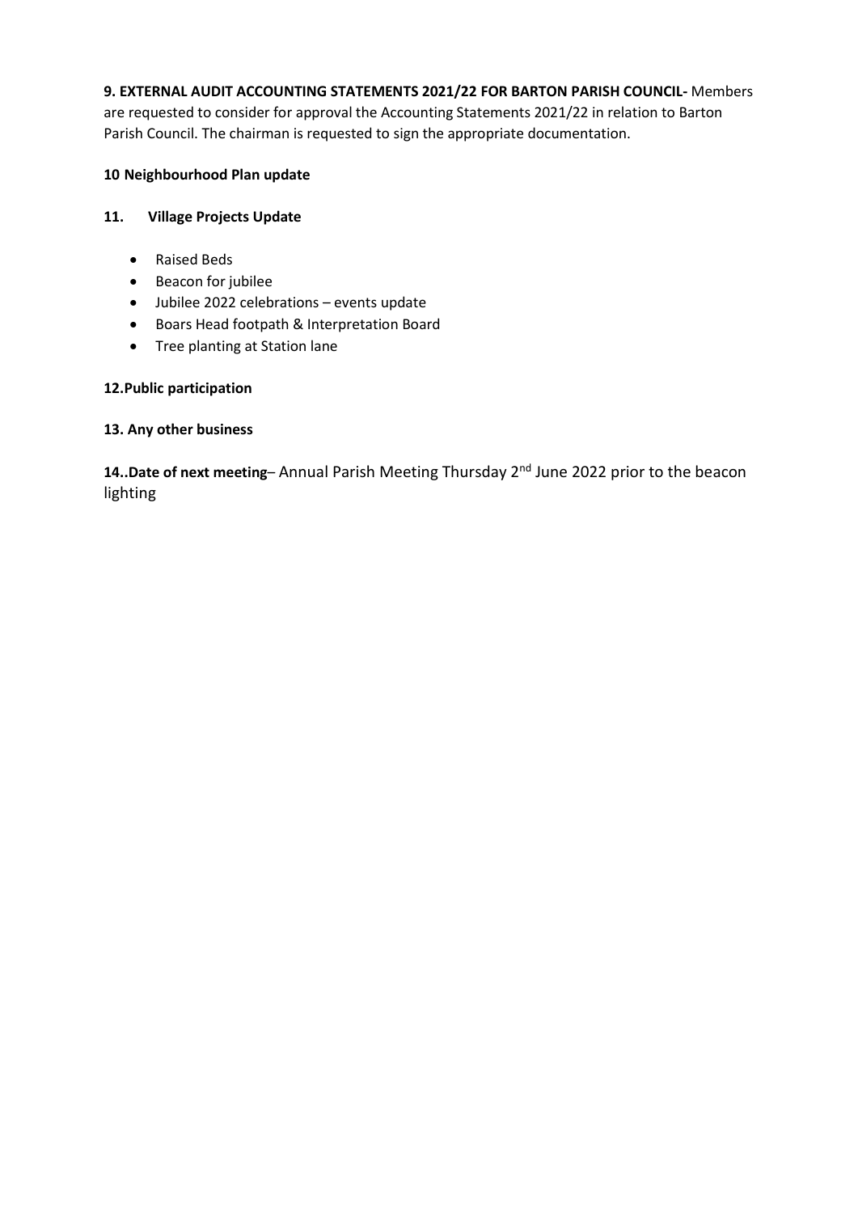**9. EXTERNAL AUDIT ACCOUNTING STATEMENTS 2021/22 FOR BARTON PARISH COUNCIL-** Members are requested to consider for approval the Accounting Statements 2021/22 in relation to Barton Parish Council. The chairman is requested to sign the appropriate documentation.

**10 Neighbourhood Plan update**

**11. Village Projects Update**

- Raised Beds
- Beacon for jubilee
- Jubilee 2022 celebrations – events update
- Boars Head footpath & Interpretation Board
- Tree planting at Station lane

**12.Public participation**

**13. Any other business**

**14..Date of next meeting**– Annual Parish Meeting Thursday 2nd June 2022 prior to the beacon lighting